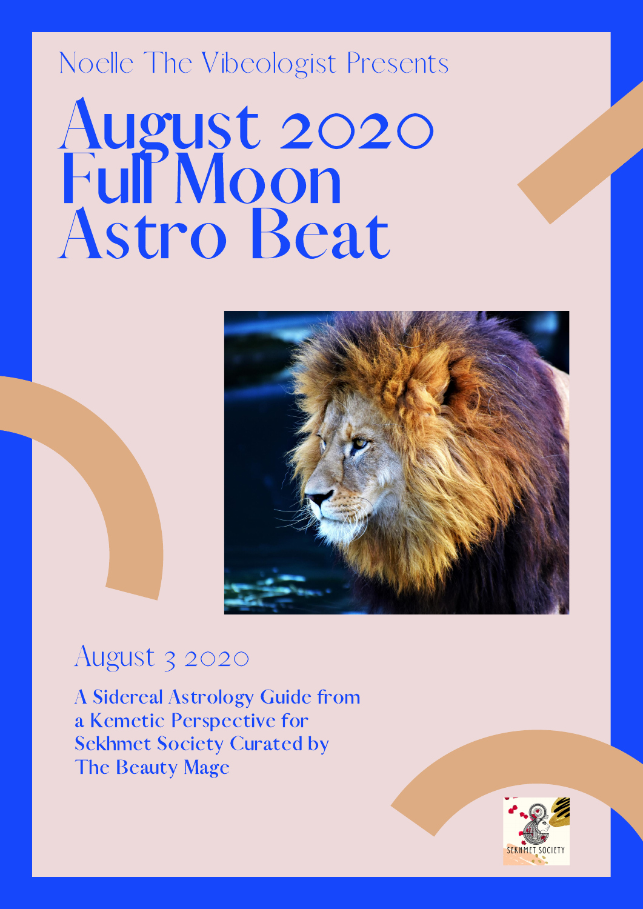Noelle The Vibeologist Presents

# August 2020 Full Moon Astro Beat

August 3 2020

**A Sidereal Astrology Guide from a Kemetic Perspective for Sekhmet Society Curated by The Beauty Mage**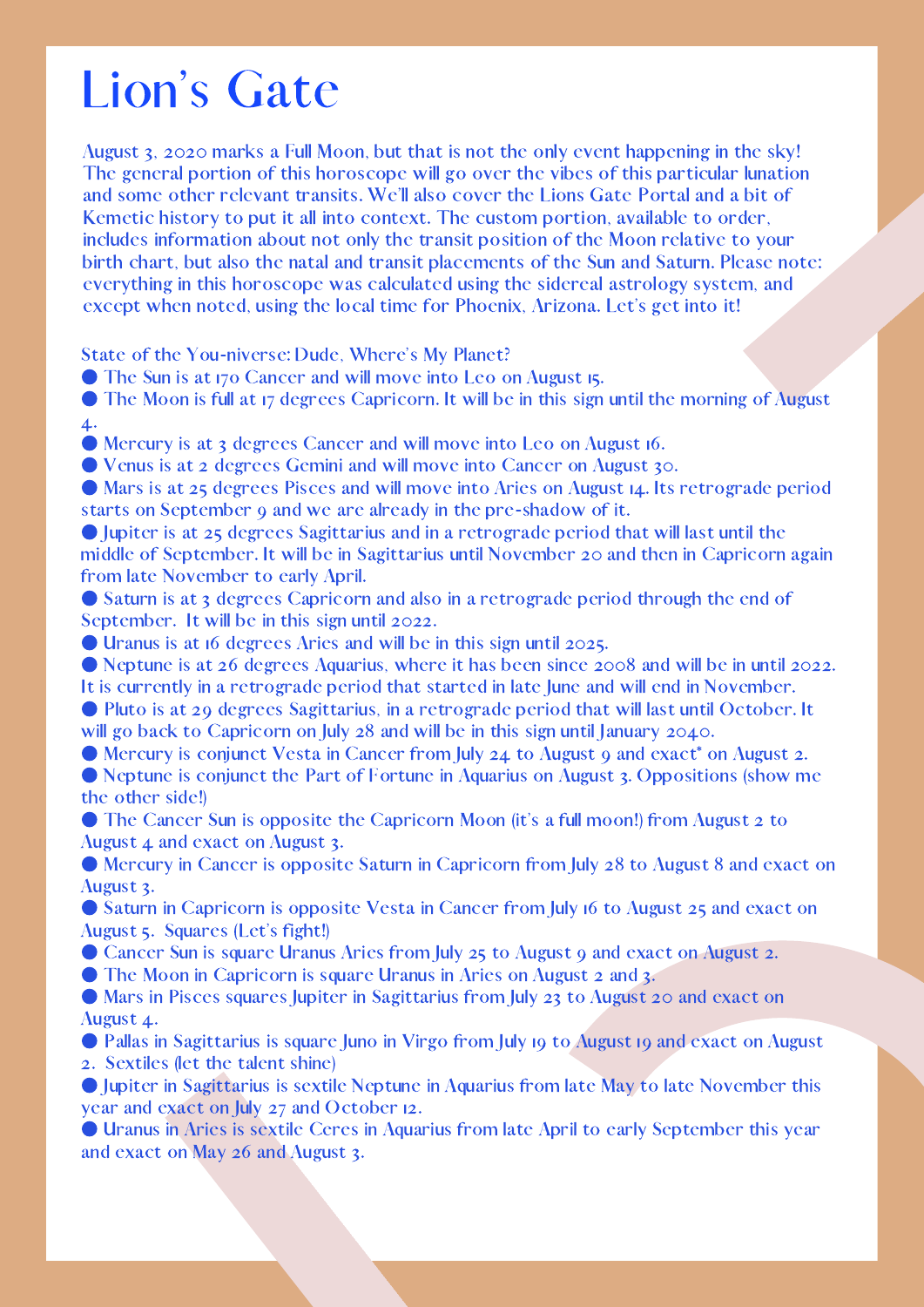# Lion's Gate

August 3, 2020 marks a Full Moon, but that is not the only event happening in the sky! The general portion of this horoscope will go over the vibes of this particular lunation and some other relevant transits. We'll also cover the Lions Gate Portal and a bit of Kemetic history to put it all into context. The custom portion, available to order, includes information about not only the transit position of the Moon relative to your birth chart, but also the natal and transit placements of the Sun and Saturn. Please note: everything in this horoscope was calculated using the sidereal astrology system, and except when noted, using the local time for Phoenix, Arizona. Let's get into it!

State of the You-niverse: Dude, Where's My Planet?

- The Sun is at 17o Cancer and will move into Leo on August 15.
- The Moon is full at 17 degrees Capricorn. It will be in this sign until the morning of August 4.
- Mercury is at 3 degrees Cancer and will move into Leo on August 16.
- Venus is at 2 degrees Gemini and will move into Cancer on August 30.
- Mars is at 25 degrees Pisces and will move into Aries on August 14. Its retrograde period starts on September 9 and we are already in the pre-shadow of it.
- Jupiter is at 25 degrees Sagittarius and in a retrograde period that will last until the middle of September. It will be in Sagittarius until November 20 and then in Capricorn again from late November to early April.
- Saturn is at 3 degrees Capricorn and also in a retrograde period through the end of September. It will be in this sign until 2022.
- Uranus is at 16 degrees Aries and will be in this sign until 2025.
- Neptune is at 26 degrees Aquarius, where it has been since 2008 and will be in until 2022. It is currently in a retrograde period that started in late June and will end in November.
- Pluto is at 29 degrees Sagittarius, in a retrograde period that will last until October. It will go back to Capricorn on July 28 and will be in this sign until January 2040.
- Mercury is conjunct Vesta in Cancer from July 24 to August 9 and exact* on August 2.
- Neptune is conjunct the Part of Fortune in Aquarius on August 3. Oppositions (show me the other side!)
- The Cancer Sun is opposite the Capricorn Moon (it's a full moon!) from August 2 to August 4 and exact on August 3.
- Mercury in Cancer is opposite Saturn in Capricorn from July 28 to August 8 and exact on August 3.
- Saturn in Capricorn is opposite Vesta in Cancer from July 16 to August 25 and exact on August 5. Squares (Let's fight!)
- Cancer Sun is square Uranus Aries from July 25 to August 9 and exact on August 2.
- The Moon in Capricorn is square Uranus in Aries on August 2 and 3.
- Mars in Pisces squares Jupiter in Sagittarius from July 23 to August 20 and exact on August 4.
- Pallas in Sagittarius is square Juno in Virgo from July 19 to August 19 and exact on August 2. Sextiles (let the talent shine)
- Jupiter in Sagittarius is sextile Neptune in Aquarius from late May to late November this year and exact on July 27 and October 12.
- Uranus in Aries is sextile Ceres in Aquarius from late April to early September this year and exact on May 26 and August 3.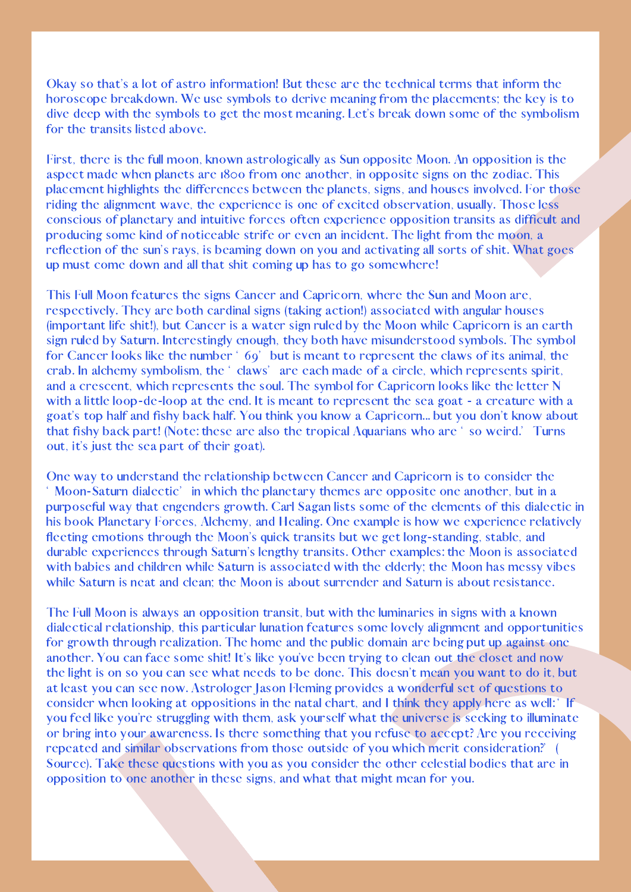Okay so that's a lot of astro information! But these are the technical terms that inform the horoscope breakdown. We use symbols to derive meaning from the placements; the key is to dive deep with the symbols to get the most meaning. Let's break down some of the symbolism for the transits listed above.

First, there is the full moon, known astrologically as Sun opposite Moon. An opposition is the aspect made when planets are 180o from one another, in opposite signs on the zodiac. This placement highlights the differences between the planets, signs, and houses involved. For those riding the alignment wave, the experience is one of excited observation, usually. Those less conscious of planetary and intuitive forces often experience opposition transits as difficult and producing some kind of noticeable strife or even an incident. The light from the moon, a reflection of the sun's rays, is beaming down on you and activating all sorts of shit. What goes up must come down and all that shit coming up has to go somewhere!

This Full Moon features the signs Cancer and Capricorn, where the Sun and Moon are, respectively. They are both cardinal signs (taking action!) associated with angular houses (important life shit!), but Cancer is a water sign ruled by the Moon while Capricorn is an earth sign ruled by Saturn. Interestingly enough, they both have misunderstood symbols. The symbol for Cancer looks like the number ' 69' but is meant to represent the claws of its animal, the crab. In alchemy symbolism, the ' claws' are each made of a circle, which represents spirit, and a crescent, which represents the soul. The symbol for Capricorn looks like the letter N with a little loop-de-loop at the end. It is meant to represent the sea goat - a creature with a goat's top half and fishy back half. You think you know a Capricorn... but you don't know about that fishy back part! (Note: these are also the tropical Aquarians who are ' so weird.' Turns out, it's just the sea part of their goat).

One way to understand the relationship between Cancer and Capricorn is to consider the ' Moon-Saturn dialectic' in which the planetary themes are opposite one another, but in a purposeful way that engenders growth. Carl Sagan lists some of the elements of this dialectic in his book Planetary Forces, Alchemy, and Healing. One example is how we experience relatively fleeting emotions through the Moon's quick transits but we get long-standing, stable, and durable experiences through Saturn's lengthy transits. Other examples: the Moon is associated with babies and children while Saturn is associated with the elderly; the Moon has messy vibes while Saturn is neat and clean; the Moon is about surrender and Saturn is about resistance.

The Full Moon is always an opposition transit, but with the luminaries in signs with a known dialectical relationship, this particular lunation features some lovely alignment and opportunities for growth through realization. The home and the public domain are being put up against one another. You can face some shit! It's like you've been trying to clean out the closet and now the light is on so you can see what needs to be done. This doesn't mean you want to do it, but at least you can see now. Astrologer Jason Fleming provides a wonderful set of questions to consider when looking at oppositions in the natal chart, and I think they apply here as well: ' If you feel like you're struggling with them, ask yourself what the universe is seeking to illuminate or bring into your awareness. Is there something that you refuse to accept? Are you receiving repeated and similar observations from those outside of you which merit consideration?' ( Source). Take these questions with you as you consider the other celestial bodies that are in opposition to one another in these signs, and what that might mean for you.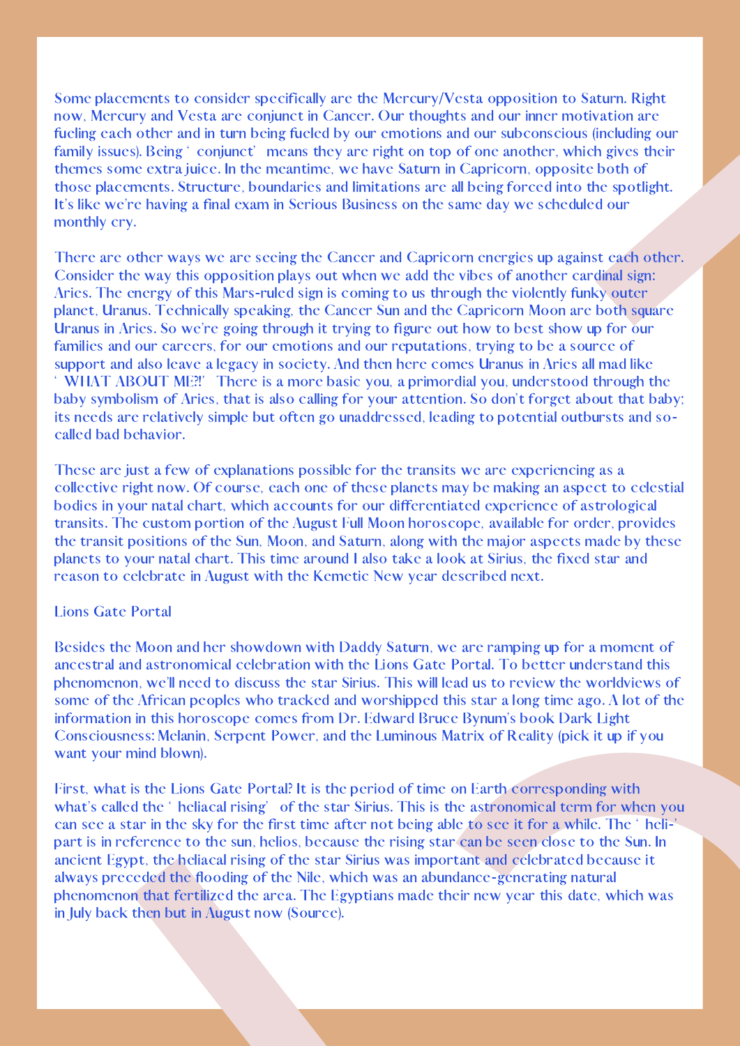Some placements to consider specifically are the Mercury/Vesta opposition to Saturn. Right now, Mercury and Vesta are conjunct in Cancer. Our thoughts and our inner motivation are fueling each other and in turn being fueled by our emotions and our subconscious (including our family issues). Being 'conjunct' means they are right on top of one another, which gives their themes some extra juice. In the meantime, we have Saturn in Capricorn, opposite both of those placements. Structure, boundaries and limitations are all being forced into the spotlight. It's like we're having a final exam in Serious Business on the same day we scheduled our monthly cry.

There are other ways we are seeing the Cancer and Capricorn energies up against each other. Consider the way this opposition plays out when we add the vibes of another cardinal sign: Aries. The energy of this Mars-ruled sign is coming to us through the violently funky outer planet, Uranus. Technically speaking, the Cancer Sun and the Capricorn Moon are both square Uranus in Aries. So we're going through it trying to figure out how to best show up for our families and our careers, for our emotions and our reputations, trying to be a source of support and also leave a legacy in society. And then here comes Uranus in Aries all mad like 'WHAT ABOUT ME?!' There is a more basic you, a primordial you, understood through the baby symbolism of Aries, that is also calling for your attention. So don't forget about that baby; its needs are relatively simple but often go unaddressed, leading to potential outbursts and so-called bad behavior.

These are just a few of explanations possible for the transits we are experiencing as a collective right now. Of course, each one of these planets may be making an aspect to celestial bodies in your natal chart, which accounts for our differentiated experience of astrological transits. The custom portion of the August Full Moon horoscope, available for order, provides the transit positions of the Sun, Moon, and Saturn, along with the major aspects made by these planets to your natal chart. This time around I also take a look at Sirius, the fixed star and reason to celebrate in August with the Kemetic New year described next.

## Lions Gate Portal

Besides the Moon and her showdown with Daddy Saturn, we are ramping up for a moment of ancestral and astronomical celebration with the Lions Gate Portal. To better understand this phenomenon, we'll need to discuss the star Sirius. This will lead us to review the worldviews of some of the African peoples who tracked and worshipped this star a long time ago. A lot of the information in this horoscope comes from Dr. Edward Bruce Bynum's book Dark Light Consciousness: Melanin, Serpent Power, and the Luminous Matrix of Reality (pick it up if you want your mind blown).

First, what is the Lions Gate Portal? It is the period of time on Earth corresponding with what's called the 'heliacal rising' of the star Sirius. This is the astronomical term for when you can see a star in the sky for the first time after not being able to see it for a while. The 'heli-' part is in reference to the sun, helios, because the rising star can be seen close to the Sun. In ancient Egypt, the heliacal rising of the star Sirius was important and celebrated because it always preceded the flooding of the Nile, which was an abundance-generating natural phenomenon that fertilized the area. The Egyptians made their new year this date, which was in July back then but in August now (Source).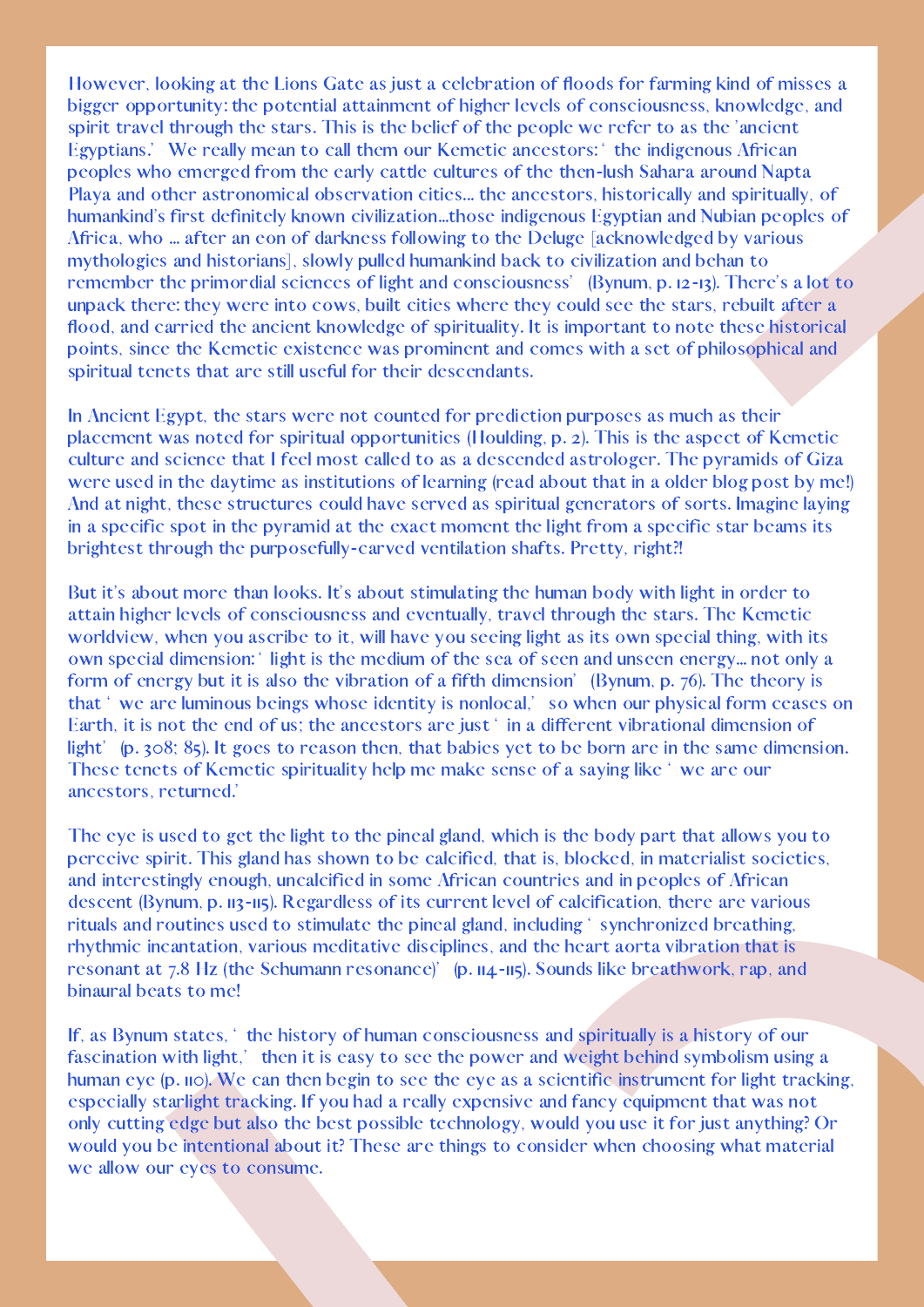However, looking at the Lions Gate as just a celebration of floods for farming kind of misses a bigger opportunity: the potential attainment of higher levels of consciousness, knowledge, and spirit travel through the stars. This is the belief of the people we refer to as the 'ancient Egyptians.' We really mean to call them our Kemetic ancestors: ' the indigenous African peoples who emerged from the early cattle cultures of the then-lush Sahara around Napta Playa and other astronomical observation cities... the ancestors, historically and spiritually, of humankind's first definitely known civilization...those indigenous Egyptian and Nubian peoples of Africa, who ... after an eon of darkness following to the Deluge [acknowledged by various mythologies and historians], slowly pulled humankind back to civilization and behan to remember the primordial sciences of light and consciousness' (Bynum, p. 12-13). There's a lot to unpack there: they were into cows, built cities where they could see the stars, rebuilt after a flood, and carried the ancient knowledge of spirituality. It is important to note these historical points, since the Kemetic existence was prominent and comes with a set of philosophical and spiritual tenets that are still useful for their descendants.

In Ancient Egypt, the stars were not counted for prediction purposes as much as their placement was noted for spiritual opportunities (Houlding, p. 2). This is the aspect of Kemetic culture and science that I feel most called to as a descended astrologer. The pyramids of Giza were used in the daytime as institutions of learning (read about that in a older blog post by me!) And at night, these structures could have served as spiritual generators of sorts. Imagine laying in a specific spot in the pyramid at the exact moment the light from a specific star beams its brightest through the purposefully-carved ventilation shafts. Pretty, right?!

But it's about more than looks. It's about stimulating the human body with light in order to attain higher levels of consciousness and eventually, travel through the stars. The Kemetic worldview, when you ascribe to it, will have you seeing light as its own special thing, with its own special dimension: ' light is the medium of the sea of seen and unseen energy... not only a form of energy but it is also the vibration of a fifth dimension' (Bynum, p. 76). The theory is that ' we are luminous beings whose identity is nonlocal,' so when our physical form ceases on Earth, it is not the end of us; the ancestors are just ' in a different vibrational dimension of light' (p. 308; 85). It goes to reason then, that babies yet to be born are in the same dimension. These tenets of Kemetic spirituality help me make sense of a saying like ' we are our ancestors, returned.'

The eye is used to get the light to the pineal gland, which is the body part that allows you to perceive spirit. This gland has shown to be calcified, that is, blocked, in materialist societies, and interestingly enough, uncalcified in some African countries and in peoples of African descent (Bynum, p. 113-115). Regardless of its current level of calcification, there are various rituals and routines used to stimulate the pineal gland, including ' synchronized breathing, rhythmic incantation, various meditative disciplines, and the heart aorta vibration that is resonant at 7.8 Hz (the Schumann resonance)' (p. 114-115). Sounds like breathwork, rap, and binaural beats to me!

If, as Bynum states, ' the history of human consciousness and spiritually is a history of our fascination with light,' then it is easy to see the power and weight behind symbolism using a human eye (p. 110). We can then begin to see the eye as a scientific instrument for light tracking, especially starlight tracking. If you had a really expensive and fancy equipment that was not only cutting edge but also the best possible technology, would you use it for just anything? Or would you be intentional about it? These are things to consider when choosing what material we allow our eyes to consume.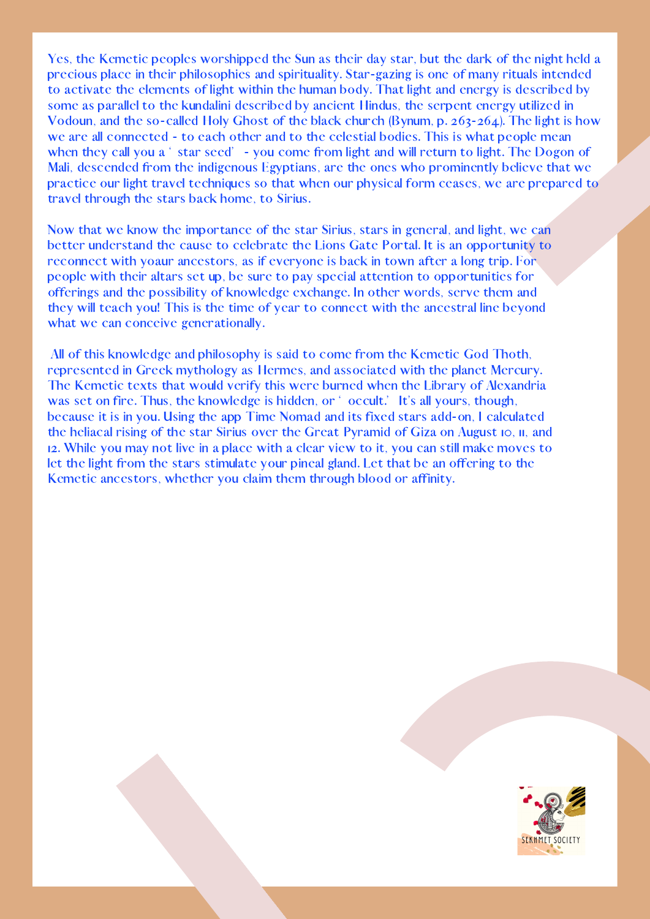Yes, the Kemetic peoples worshipped the Sun as their day star, but the dark of the night held a precious place in their philosophies and spirituality. Star-gazing is one of many rituals intended to activate the elements of light within the human body. That light and energy is described by some as parallel to the kundalini described by ancient Hindus, the serpent energy utilized in Vodoun, and the so-called Holy Ghost of the black church (Bynum, p. 263-264). The light is how we are all connected - to each other and to the celestial bodies. This is what people mean when they call you a ' star seed' - you come from light and will return to light. The Dogon of Mali, descended from the indigenous Egyptians, are the ones who prominently believe that we practice our light travel techniques so that when our physical form ceases, we are prepared to travel through the stars back home, to Sirius.

Now that we know the importance of the star Sirius, stars in general, and light, we can better understand the cause to celebrate the Lions Gate Portal. It is an opportunity to reconnect with yoaur ancestors, as if everyone is back in town after a long trip. For people with their altars set up, be sure to pay special attention to opportunities for offerings and the possibility of knowledge exchange. In other words, serve them and they will teach you! This is the time of year to connect with the ancestral line beyond what we can conceive generationally.

All of this knowledge and philosophy is said to come from the Kemetic God Thoth, represented in Greek mythology as Hermes, and associated with the planet Mercury. The Kemetic texts that would verify this were burned when the Library of Alexandria was set on fire. Thus, the knowledge is hidden, or ' occult.' It's all yours, though, because it is in you. Using the app Time Nomad and its fixed stars add-on, I calculated the heliacal rising of the star Sirius over the Great Pyramid of Giza on August 10, 11, and 12. While you may not live in a place with a clear view to it, you can still make moves to let the light from the stars stimulate your pineal gland. Let that be an offering to the Kemetic ancestors, whether you claim them through blood or affinity.

SEKHMET SOCIETY